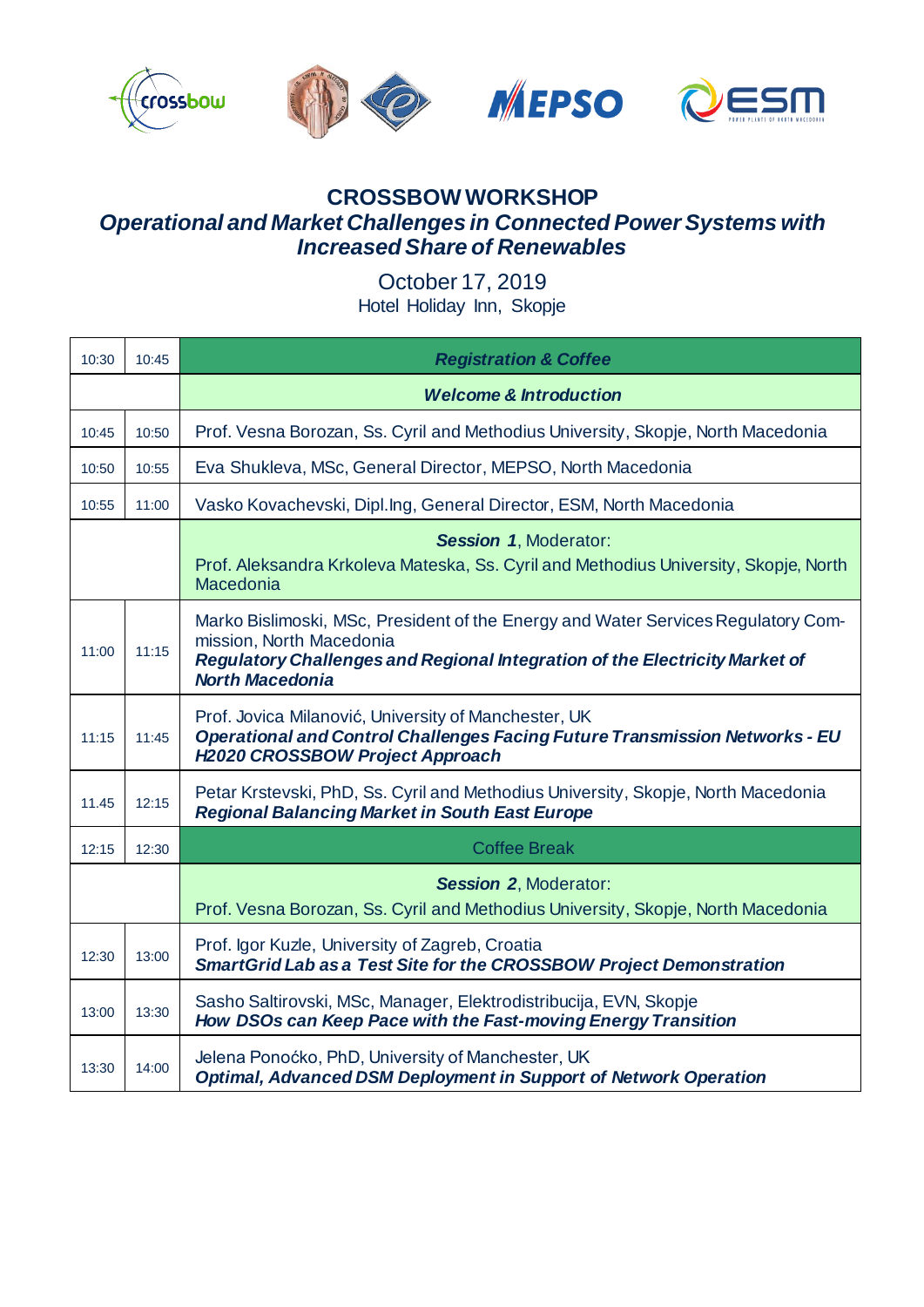# CROSSBOW WORKSHOP

## *Operational and Market Challenges in Connected Power Systems with Increased Share of Renewables*

October 17, 2019

Hotel Holiday Inn, Skopje

| | | |
|---|---|---|
| 10:30 | 10:45 | ***Registration & Coffee*** |
| | | ***Welcome & Introduction*** |
| 10:45 | 10:50 | Prof. Vesna Borozan, Ss. Cyril and Methodius University, Skopje, North Macedonia |
| 10:50 | 10:55 | Eva Shukleva, MSc, General Director, MEPSO, North Macedonia |
| 10:55 | 11:00 | Vasko Kovachevski, Dipl.Ing, General Director, ESM, North Macedonia |
| | | ***Session 1***, Moderator:<br>Prof. Aleksandra Krkoleva Mateska, Ss. Cyril and Methodius University, Skopje, North Macedonia |
| 11:00 | 11:15 | Marko Bislimoski, MSc, President of the Energy and Water Services Regulatory Commission, North Macedonia<br>***Regulatory Challenges and Regional Integration of the Electricity Market of North Macedonia*** |
| 11:15 | 11:45 | Prof. Jovica Milanović, University of Manchester, UK<br>***Operational and Control Challenges Facing Future Transmission Networks - EU H2020 CROSSBOW Project Approach*** |
| 11.45 | 12:15 | Petar Krstevski, PhD, Ss. Cyril and Methodius University, Skopje, North Macedonia<br>***Regional Balancing Market in South East Europe*** |
| 12:15 | 12:30 | Coffee Break |
| | | ***Session 2***, Moderator:<br>Prof. Vesna Borozan, Ss. Cyril and Methodius University, Skopje, North Macedonia |
| 12:30 | 13:00 | Prof. Igor Kuzle, University of Zagreb, Croatia<br>***SmartGrid Lab as a Test Site for the CROSSBOW Project Demonstration*** |
| 13:00 | 13:30 | Sasho Saltirovski, MSc, Manager, Elektrodistribucija, EVN, Skopje<br>***How DSOs can Keep Pace with the Fast-moving Energy Transition*** |
| 13:30 | 14:00 | Jelena Ponoćko, PhD, University of Manchester, UK<br>***Optimal, Advanced DSM Deployment in Support of Network Operation*** |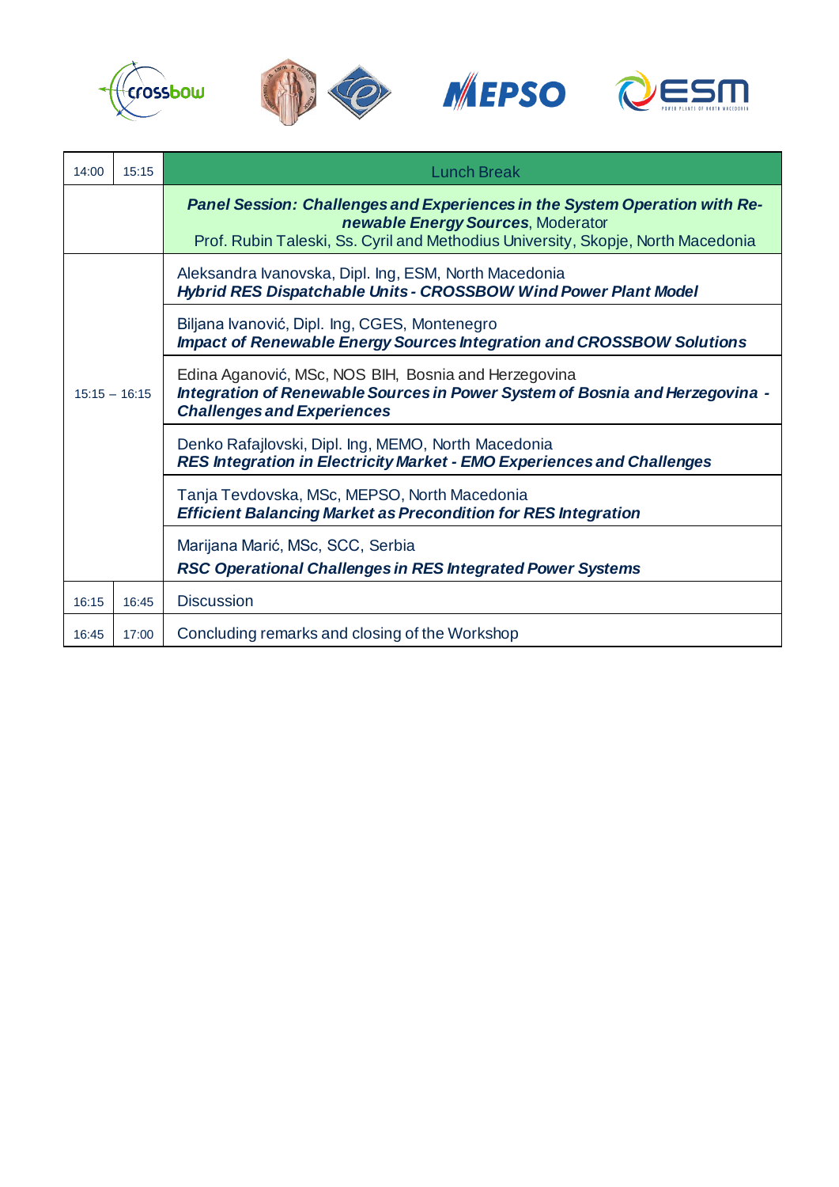| | | |
|---|---|---|
| 14:00 | 15:15 | Lunch Break |
| | | ***Panel Session: Challenges and Experiences in the System Operation with Renewable Energy Sources***, Moderator Prof. Rubin Taleski, Ss. Cyril and Methodius University, Skopje, North Macedonia |
| 15:15 – 16:15 | | Aleksandra Ivanovska, Dipl. Ing, ESM, North Macedonia ***Hybrid RES Dispatchable Units - CROSSBOW Wind Power Plant Model*** |
| | | Biljana Ivanović, Dipl. Ing, CGES, Montenegro ***Impact of Renewable Energy Sources Integration and CROSSBOW Solutions*** |
| | | Edina Aganović, MSc, NOS BIH, Bosnia and Herzegovina ***Integration of Renewable Sources in Power System of Bosnia and Herzegovina - Challenges and Experiences*** |
| | | Denko Rafajlovski, Dipl. Ing, MEMO, North Macedonia ***RES Integration in Electricity Market - EMO Experiences and Challenges*** |
| | | Tanja Tevdovska, MSc, MEPSO, North Macedonia ***Efficient Balancing Market as Precondition for RES Integration*** |
| | | Marijana Marić, MSc, SCC, Serbia ***RSC Operational Challenges in RES Integrated Power Systems*** |
| 16:15 | 16:45 | Discussion |
| 16:45 | 17:00 | Concluding remarks and closing of the Workshop |